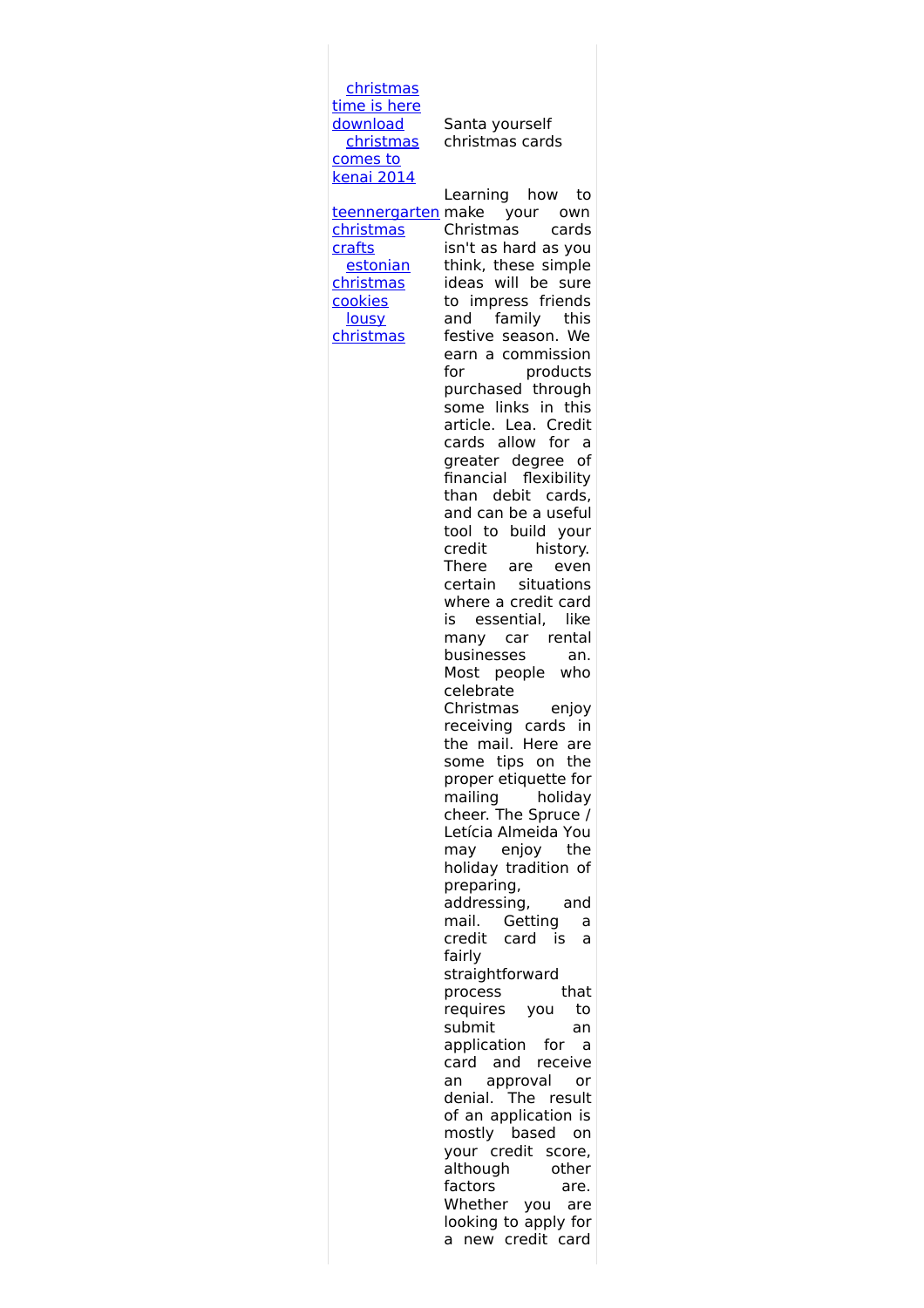[christmas time is here download](#)
[christmas comes to kenai 2014](#)
[teennergarten christmas crafts](#)
[estonian christmas cookies](#)
[lousy christmas](#)

Santa yourself christmas cards

Learning how to make your own Christmas cards isn't as hard as you think, these simple ideas will be sure to impress friends and family this festive season. We earn a commission for products purchased through some links in this article. Lea. Credit cards allow for a greater degree of financial flexibility than debit cards, and can be a useful tool to build your credit history. There are even certain situations where a credit card is essential, like many car rental businesses an. Most people who celebrate Christmas enjoy receiving cards in the mail. Here are some tips on the proper etiquette for mailing holiday cheer. The Spruce / Letícia Almeida You may enjoy the holiday tradition of preparing, addressing, and mail. Getting a credit card is a fairly straightforward process that requires you to submit an application for a card and receive an approval or denial. The result of an application is mostly based on your credit score, although other factors are. Whether you are looking to apply for a new credit card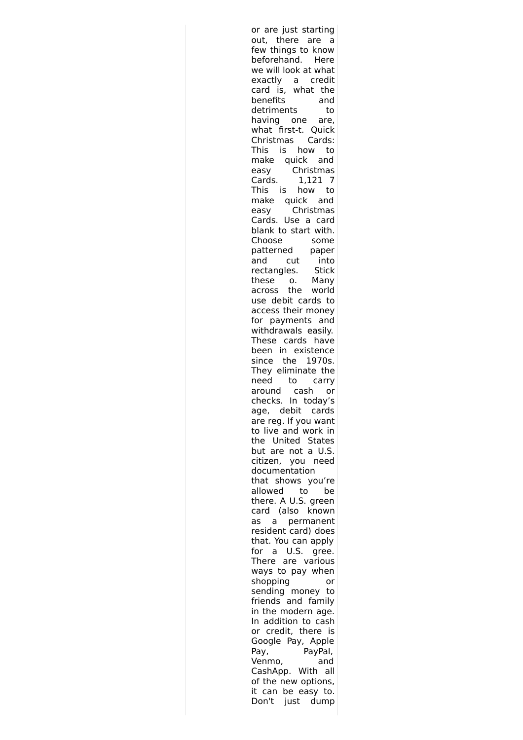or are just starting out, there are a few things to know beforehand. Here we will look at what exactly a credit card is, what the benefits and detriments to having one are, what first-t. Quick Christmas Cards: This is how to make quick and easy Christmas Cards. 1,121 7 This is how to make quick and easy Christmas Cards. Use a card blank to start with. Choose some patterned paper and cut into rectangles. Stick these o. Many across the world use debit cards to access their money for payments and withdrawals easily. These cards have been in existence since the 1970s. They eliminate the need to carry around cash or checks. In today's age, debit cards are reg. If you want to live and work in the United States but are not a U.S. citizen, you need documentation that shows you're allowed to be there. A U.S. green card (also known as a permanent resident card) does that. You can apply for a U.S. gree. There are various ways to pay when shopping or sending money to friends and family in the modern age. In addition to cash or credit, there is Google Pay, Apple Pay, PayPal, Venmo, and CashApp. With all of the new options, it can be easy to. Don't just dump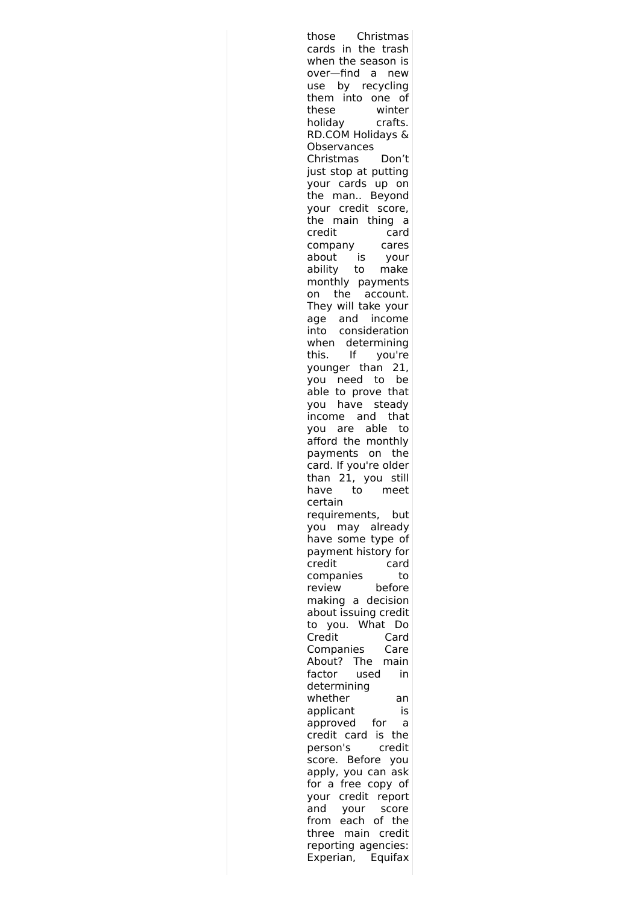those Christmas cards in the trash when the season is over—find a new use by recycling them into one of these winter holiday crafts. RD.COM Holidays & Observances Christmas Don't just stop at putting your cards up on the man.. Beyond your credit score, the main thing a credit card company cares about is your ability to make monthly payments on the account. They will take your age and income into consideration when determining this. If you're younger than 21, you need to be able to prove that you have steady income and that you are able to afford the monthly payments on the card. If you're older than 21, you still have to meet certain requirements, but you may already have some type of payment history for credit card companies to review before making a decision about issuing credit to you. What Do Credit Card Companies Care About? The main factor used in determining whether an applicant is approved for a credit card is the person's credit score. Before you apply, you can ask for a free copy of your credit report and your score from each of the three main credit reporting agencies: Experian, Equifax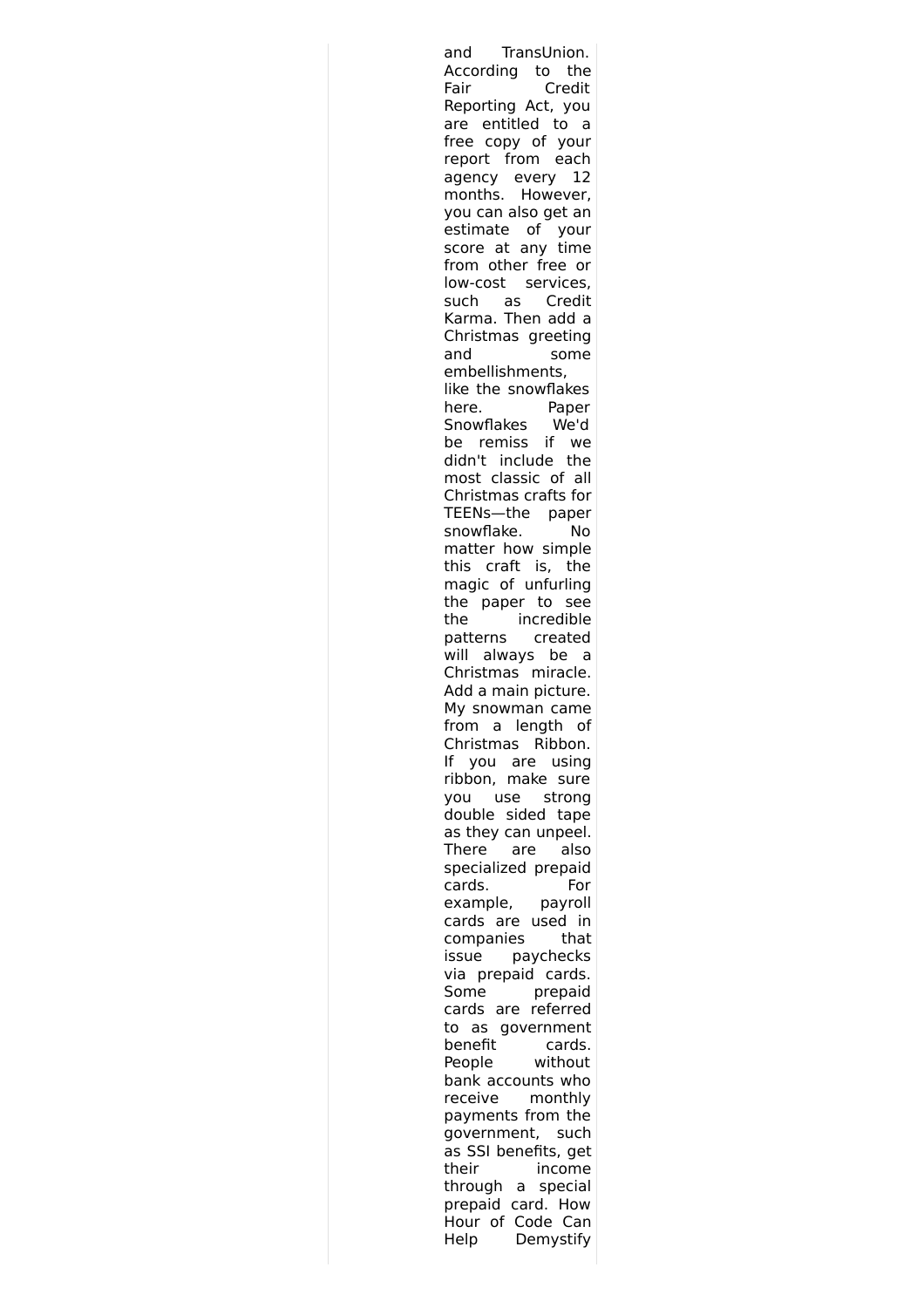and TransUnion. According to the Fair Credit Reporting Act, you are entitled to a free copy of your report from each agency every 12 months. However, you can also get an estimate of your score at any time from other free or low-cost services, such as Credit Karma. Then add a Christmas greeting and some embellishments, like the snowflakes here. Paper Snowflakes We'd be remiss if we didn't include the most classic of all Christmas crafts for TEENs—the paper snowflake. No matter how simple this craft is, the magic of unfurling the paper to see the incredible patterns created will always be a Christmas miracle. Add a main picture. My snowman came from a length of Christmas Ribbon. If you are using ribbon, make sure you use strong double sided tape as they can unpeel. There are also specialized prepaid cards. For example, payroll cards are used in companies that issue paychecks via prepaid cards. Some prepaid cards are referred to as government benefit cards. People without bank accounts who receive monthly payments from the government, such as SSI benefits, get their income through a special prepaid card. How Hour of Code Can Help Demystify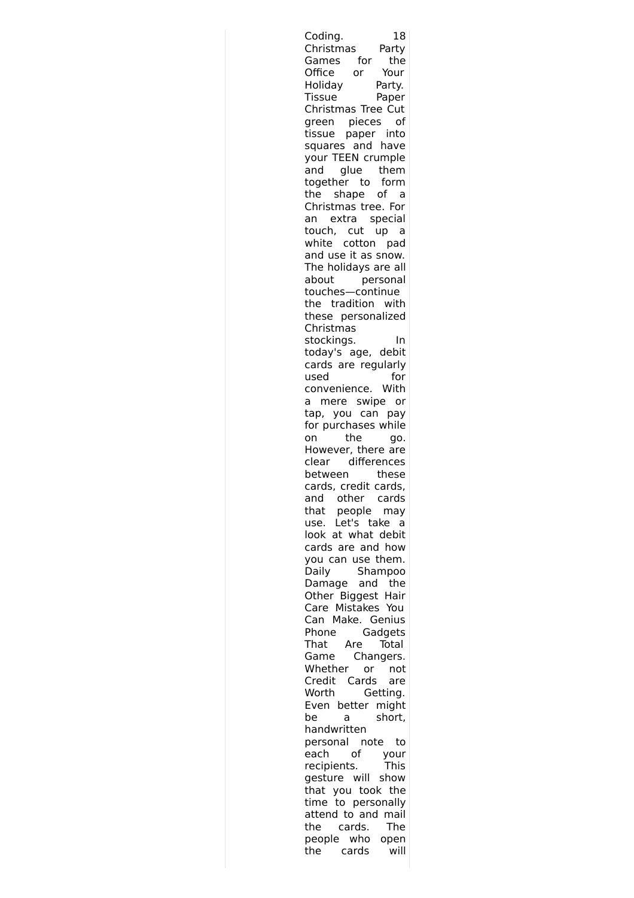Coding. 18 Christmas Party Games for the Office or Your Holiday Party. Tissue Paper Christmas Tree Cut green pieces of tissue paper into squares and have your TEEN crumple and glue them together to form the shape of a Christmas tree. For an extra special touch, cut up a white cotton pad and use it as snow. The holidays are all about personal touches—continue the tradition with these personalized Christmas stockings. In today's age, debit cards are regularly used for convenience. With a mere swipe or tap, you can pay for purchases while on the go. However, there are clear differences between these cards, credit cards, and other cards that people may use. Let's take a look at what debit cards are and how you can use them. Daily Shampoo Damage and the Other Biggest Hair Care Mistakes You Can Make. Genius Phone Gadgets That Are Total Game Changers. Whether or not Credit Cards are Worth Getting. Even better might be a short, handwritten personal note to each of your recipients. This gesture will show that you took the time to personally attend to and mail the cards. The people who open the cards will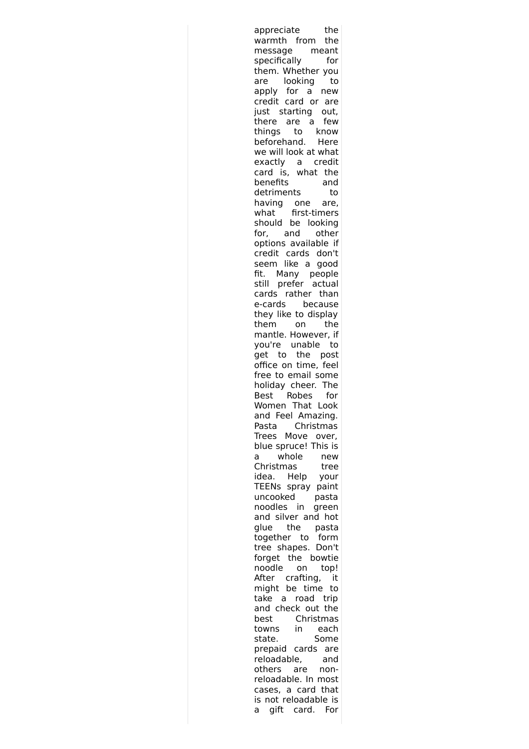appreciate the warmth from the message meant specifically for them. Whether you are looking to apply for a new credit card or are just starting out, there are a few things to know beforehand. Here we will look at what exactly a credit card is, what the benefits and detriments to having one are, what first-timers should be looking for, and other options available if credit cards don't seem like a good fit. Many people still prefer actual cards rather than e-cards because they like to display them on the mantle. However, if you're unable to get to the post office on time, feel free to email some holiday cheer. The Best Robes for Women That Look and Feel Amazing. Pasta Christmas Trees Move over, blue spruce! This is a whole new Christmas tree idea. Help your TEENs spray paint uncooked pasta noodles in green and silver and hot glue the pasta together to form tree shapes. Don't forget the bowtie noodle on top! After crafting, it might be time to take a road trip and check out the best Christmas towns in each state. Some prepaid cards are reloadable, and others are non-reloadable. In most cases, a card that is not reloadable is a gift card. For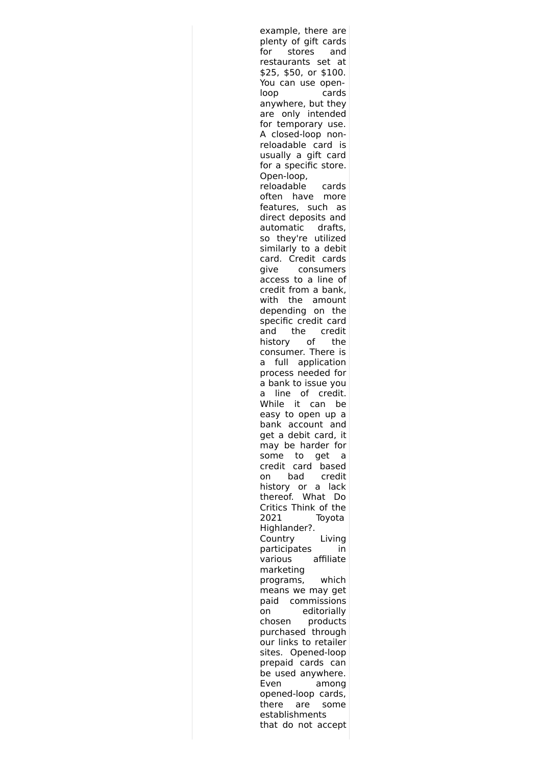example, there are plenty of gift cards for stores and restaurants set at $25, $50, or $100. You can use open-loop cards anywhere, but they are only intended for temporary use. A closed-loop non-reloadable card is usually a gift card for a specific store. Open-loop, reloadable cards often have more features, such as direct deposits and automatic drafts, so they're utilized similarly to a debit card. Credit cards give consumers access to a line of credit from a bank, with the amount depending on the specific credit card and the credit history of the consumer. There is a full application process needed for a bank to issue you a line of credit. While it can be easy to open up a bank account and get a debit card, it may be harder for some to get a credit card based on bad credit history or a lack thereof. What Do Critics Think of the 2021 Toyota Highlander?. Country Living participates in various affiliate marketing programs, which means we may get paid commissions on editorially chosen products purchased through our links to retailer sites. Opened-loop prepaid cards can be used anywhere. Even among opened-loop cards, there are some establishments that do not accept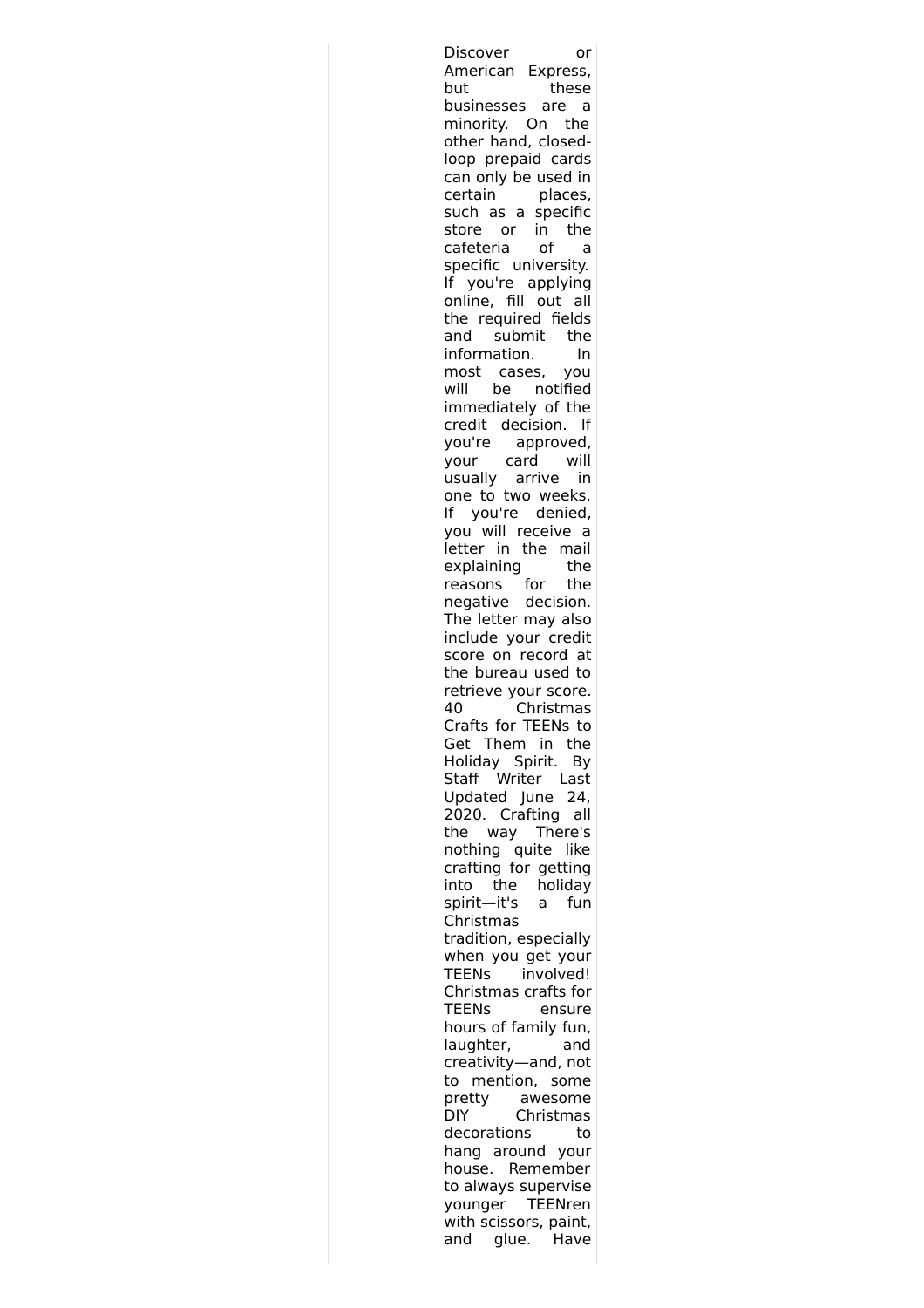Discover or American Express, but these businesses are a minority. On the other hand, closed-loop prepaid cards can only be used in certain places, such as a specific store or in the cafeteria of a specific university. If you're applying online, fill out all the required fields and submit the information. In most cases, you will be notified immediately of the credit decision. If you're approved, your card will usually arrive in one to two weeks. If you're denied, you will receive a letter in the mail explaining the reasons for the negative decision. The letter may also include your credit score on record at the bureau used to retrieve your score. 40 Christmas Crafts for TEENs to Get Them in the Holiday Spirit. By Staff Writer Last Updated June 24, 2020. Crafting all the way There's nothing quite like crafting for getting into the holiday spirit—it's a fun Christmas tradition, especially when you get your TEENs involved! Christmas crafts for TEENs ensure hours of family fun, laughter, and creativity—and, not to mention, some pretty awesome DIY Christmas decorations to hang around your house. Remember to always supervise younger TEENren with scissors, paint, and glue. Have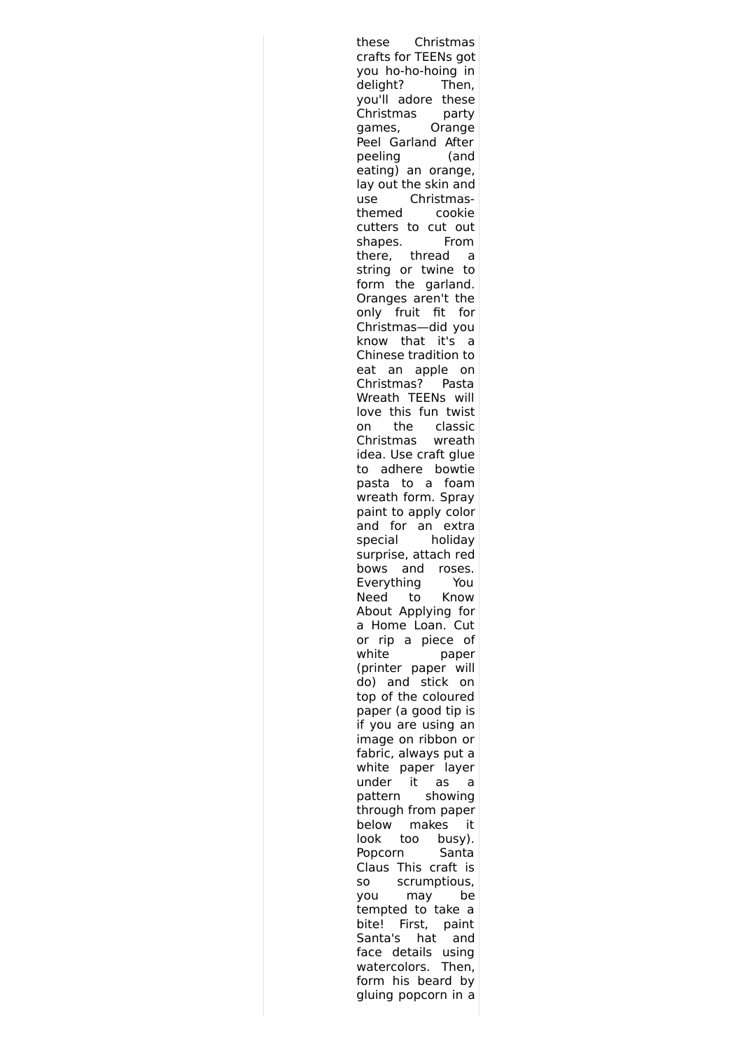these Christmas crafts for TEENs got you ho-ho-hoing in delight? Then, you'll adore these Christmas party games, Orange Peel Garland After peeling (and eating) an orange, lay out the skin and use Christmas-themed cookie cutters to cut out shapes. From there, thread a string or twine to form the garland. Oranges aren't the only fruit fit for Christmas—did you know that it's a Chinese tradition to eat an apple on Christmas? Pasta Wreath TEENs will love this fun twist on the classic Christmas wreath idea. Use craft glue to adhere bowtie pasta to a foam wreath form. Spray paint to apply color and for an extra special holiday surprise, attach red bows and roses. Everything You Need to Know About Applying for a Home Loan. Cut or rip a piece of white paper (printer paper will do) and stick on top of the coloured paper (a good tip is if you are using an image on ribbon or fabric, always put a white paper layer under it as a pattern showing through from paper below makes it look too busy). Popcorn Santa Claus This craft is so scrumptious, you may be tempted to take a bite! First, paint Santa's hat and face details using watercolors. Then, form his beard by gluing popcorn in a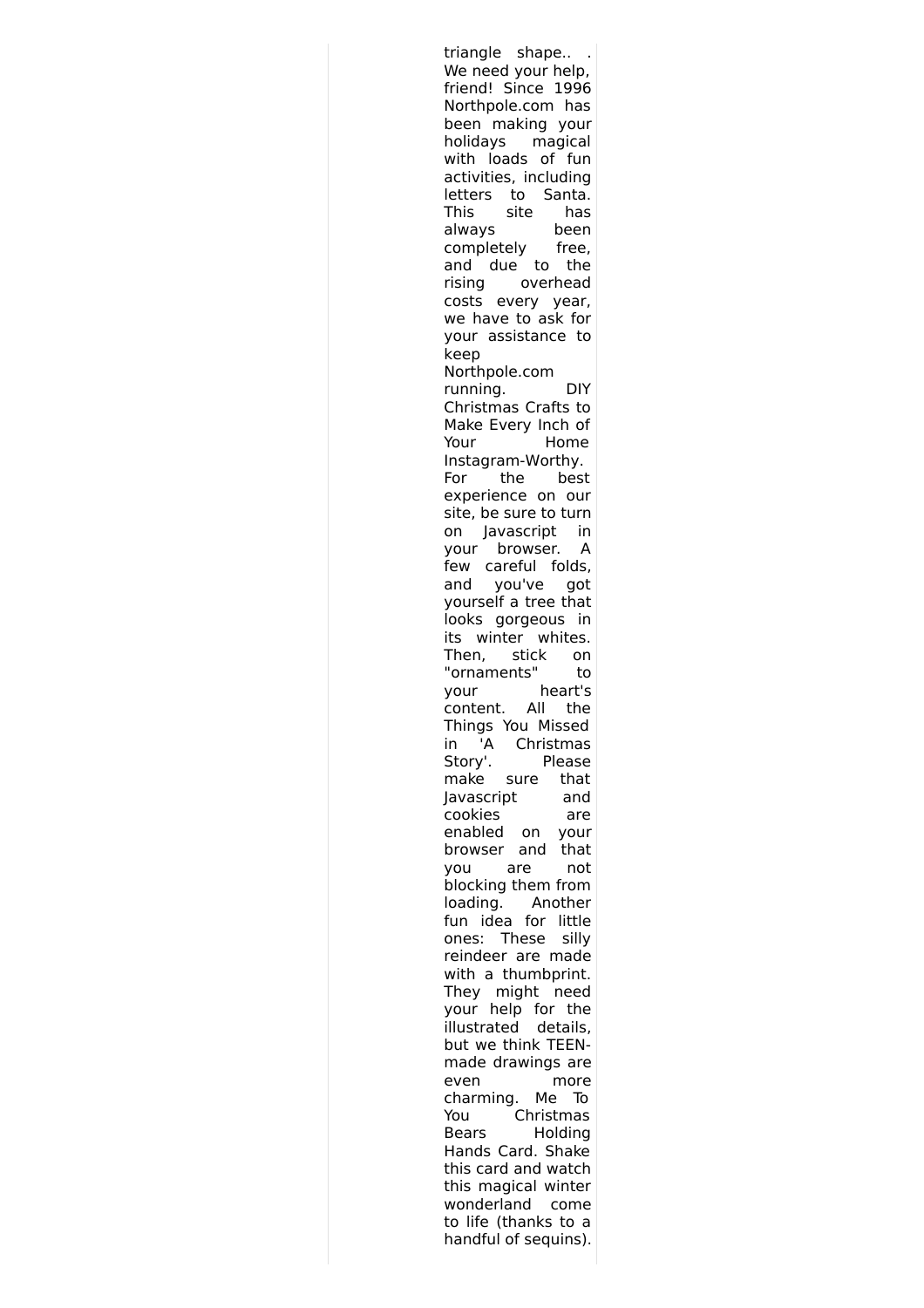triangle shape.. . We need your help, friend! Since 1996 Northpole.com has been making your holidays magical with loads of fun activities, including letters to Santa. This site has always been completely free, and due to the rising overhead costs every year, we have to ask for your assistance to keep Northpole.com running. DIY Christmas Crafts to Make Every Inch of Your Home Instagram-Worthy. For the best experience on our site, be sure to turn on Javascript in your browser. A few careful folds, and you've got yourself a tree that looks gorgeous in its winter whites. Then, stick on "ornaments" to your heart's content. All the Things You Missed in 'A Christmas Story'. Please make sure that Javascript and cookies are enabled on your browser and that you are not blocking them from loading. Another fun idea for little ones: These silly reindeer are made with a thumbprint. They might need your help for the illustrated details, but we think TEEN-made drawings are even more charming. Me To You Christmas Bears Holding Hands Card. Shake this card and watch this magical winter wonderland come to life (thanks to a handful of sequins).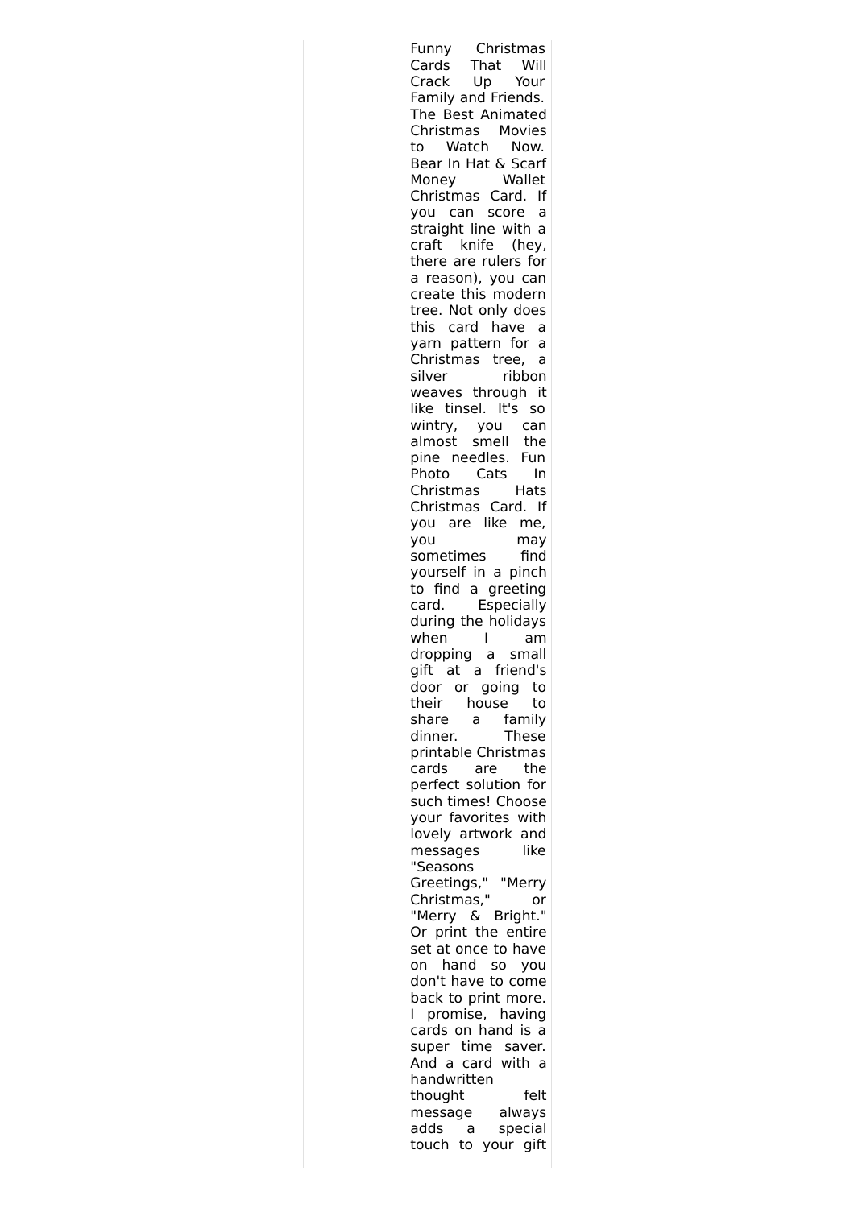Funny Christmas Cards That Will Crack Up Your Family and Friends. The Best Animated Christmas Movies to Watch Now. Bear In Hat & Scarf Money Wallet Christmas Card. If you can score a straight line with a craft knife (hey, there are rulers for a reason), you can create this modern tree. Not only does this card have a yarn pattern for a Christmas tree, a silver ribbon weaves through it like tinsel. It's so wintry, you can almost smell the pine needles. Fun Photo Cats In Christmas Hats Christmas Card. If you are like me, you may sometimes find yourself in a pinch to find a greeting card. Especially during the holidays when I am dropping a small gift at a friend's door or going to their house to share a family dinner. These printable Christmas cards are the perfect solution for such times! Choose your favorites with lovely artwork and messages like "Seasons Greetings," "Merry Christmas," or "Merry & Bright." Or print the entire set at once to have on hand so you don't have to come back to print more. I promise, having cards on hand is a super time saver. And a card with a handwritten thought felt message always adds a special touch to your gift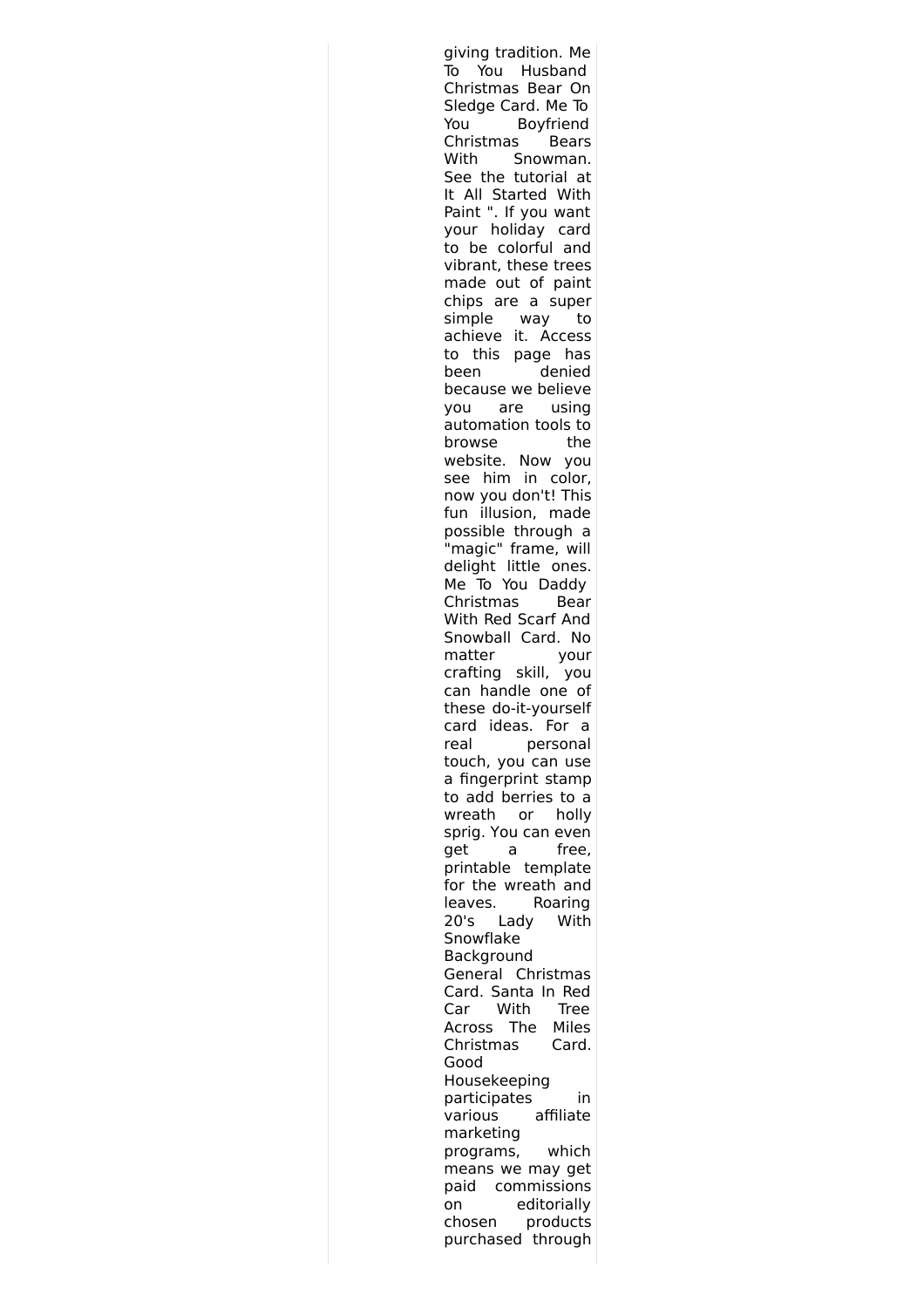giving tradition. Me To You Husband Christmas Bear On Sledge Card. Me To You Boyfriend Christmas Bears With Snowman. See the tutorial at It All Started With Paint ". If you want your holiday card to be colorful and vibrant, these trees made out of paint chips are a super simple way to achieve it. Access to this page has been denied because we believe you are using automation tools to browse the website. Now you see him in color, now you don't! This fun illusion, made possible through a "magic" frame, will delight little ones. Me To You Daddy Christmas Bear With Red Scarf And Snowball Card. No matter your crafting skill, you can handle one of these do-it-yourself card ideas. For a real personal touch, you can use a fingerprint stamp to add berries to a wreath or holly sprig. You can even get a free, printable template for the wreath and leaves. Roaring 20's Lady With Snowflake Background General Christmas Card. Santa In Red Car With Tree Across The Miles Christmas Card. Good Housekeeping participates in various affiliate marketing programs, which means we may get paid commissions on editorially chosen products purchased through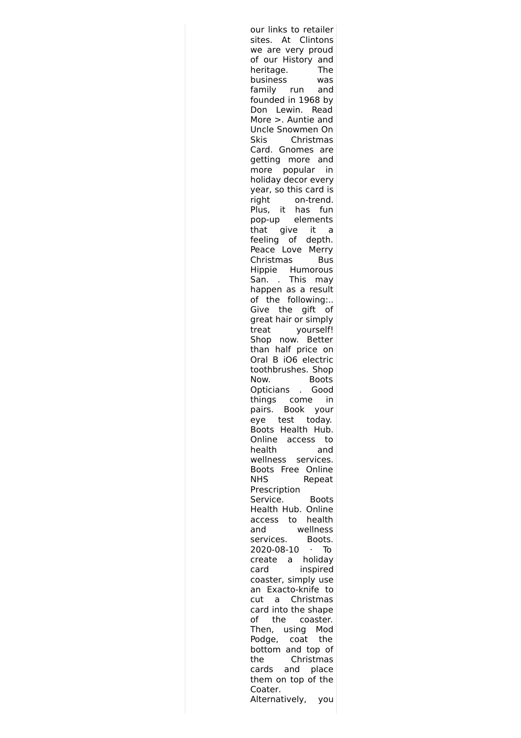our links to retailer sites. At Clintons we are very proud of our History and heritage. The business was family run and founded in 1968 by Don Lewin. Read More >. Auntie and Uncle Snowmen On Skis Christmas Card. Gnomes are getting more and more popular in holiday decor every year, so this card is right on-trend. Plus, it has fun pop-up elements that give it a feeling of depth. Peace Love Merry Christmas Bus Hippie Humorous San. . This may happen as a result of the following:.. Give the gift of great hair or simply treat yourself! Shop now. Better than half price on Oral B iO6 electric toothbrushes. Shop Now. Boots Opticians . Good things come in pairs. Book your eye test today. Boots Health Hub. Online access to health and wellness services. Boots Free Online NHS Repeat Prescription Service. Boots Health Hub. Online access to health and wellness services. Boots. 2020-08-10 · To create a holiday card inspired coaster, simply use an Exacto-knife to cut a Christmas card into the shape of the coaster. Then, using Mod Podge, coat the bottom and top of the Christmas cards and place them on top of the Coater. Alternatively, you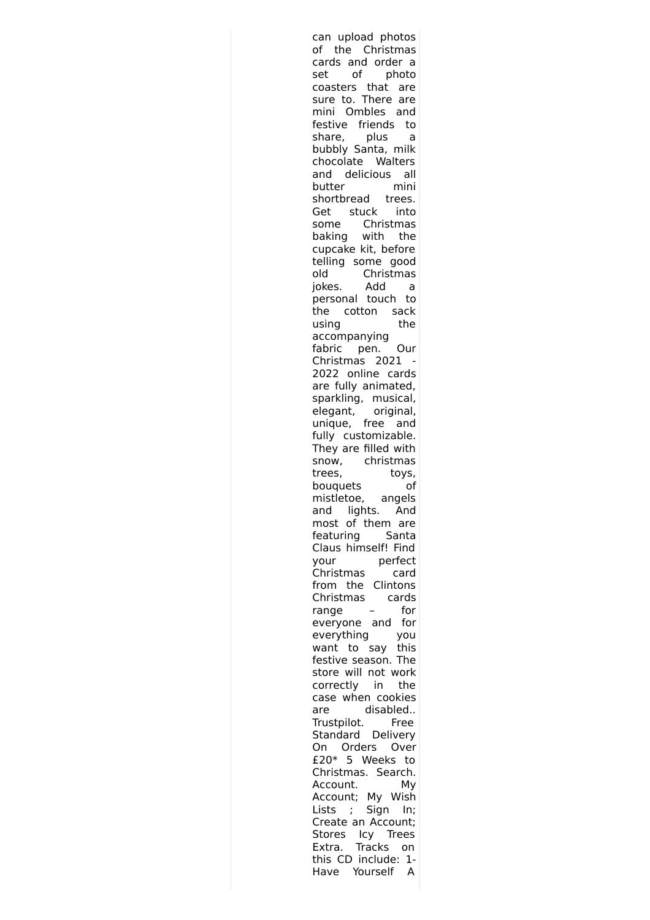can upload photos of the Christmas cards and order a set of photo coasters that are sure to. There are mini Ombles and festive friends to share, plus a bubbly Santa, milk chocolate Walters and delicious all butter mini shortbread trees. Get stuck into some Christmas baking with the cupcake kit, before telling some good old Christmas jokes. Add a personal touch to the cotton sack using the accompanying fabric pen. Our Christmas 2021 - 2022 online cards are fully animated, sparkling, musical, elegant, original, unique, free and fully customizable. They are filled with snow, christmas trees, toys, bouquets of mistletoe, angels and lights. And most of them are featuring Santa Claus himself! Find your perfect Christmas card from the Clintons Christmas cards range – for everyone and for everything you want to say this festive season. The store will not work correctly in the case when cookies are disabled.. Trustpilot. Free Standard Delivery On Orders Over £20* 5 Weeks to Christmas. Search. Account. My Account; My Wish Lists ; Sign In; Create an Account; Stores Icy Trees Extra. Tracks on this CD include: 1- Have Yourself A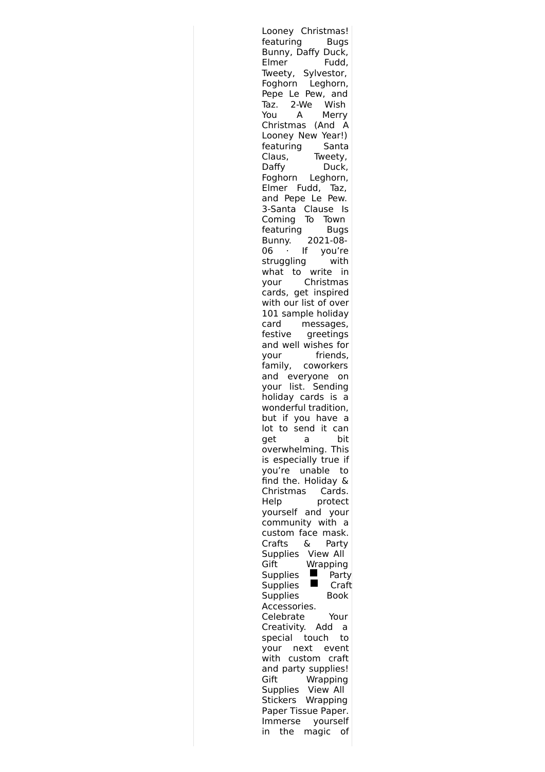Looney Christmas! featuring Bugs Bunny, Daffy Duck, Elmer Fudd, Tweety, Sylvestor, Foghorn Leghorn, Pepe Le Pew, and Taz. 2-We Wish You A Merry Christmas (And A Looney New Year!) featuring Santa Claus, Tweety, Daffy Duck, Foghorn Leghorn, Elmer Fudd, Taz, and Pepe Le Pew. 3-Santa Clause Is Coming To Town featuring Bugs Bunny. 2021-08-06 · If you're struggling with what to write in your Christmas cards, get inspired with our list of over 101 sample holiday card messages, festive greetings and well wishes for your friends, family, coworkers and everyone on your list. Sending holiday cards is a wonderful tradition, but if you have a lot to send it can get a bit overwhelming. This is especially true if you're unable to find the. Holiday & Christmas Cards. Help protect yourself and your community with a custom face mask. Crafts & Party Supplies View All Gift Wrapping Supplies ■ Party Supplies ■ Craft Supplies Book Accessories. Celebrate Your Creativity. Add a special touch to your next event with custom craft and party supplies! Gift Wrapping Supplies View All Stickers Wrapping Paper Tissue Paper. Immerse yourself in the magic of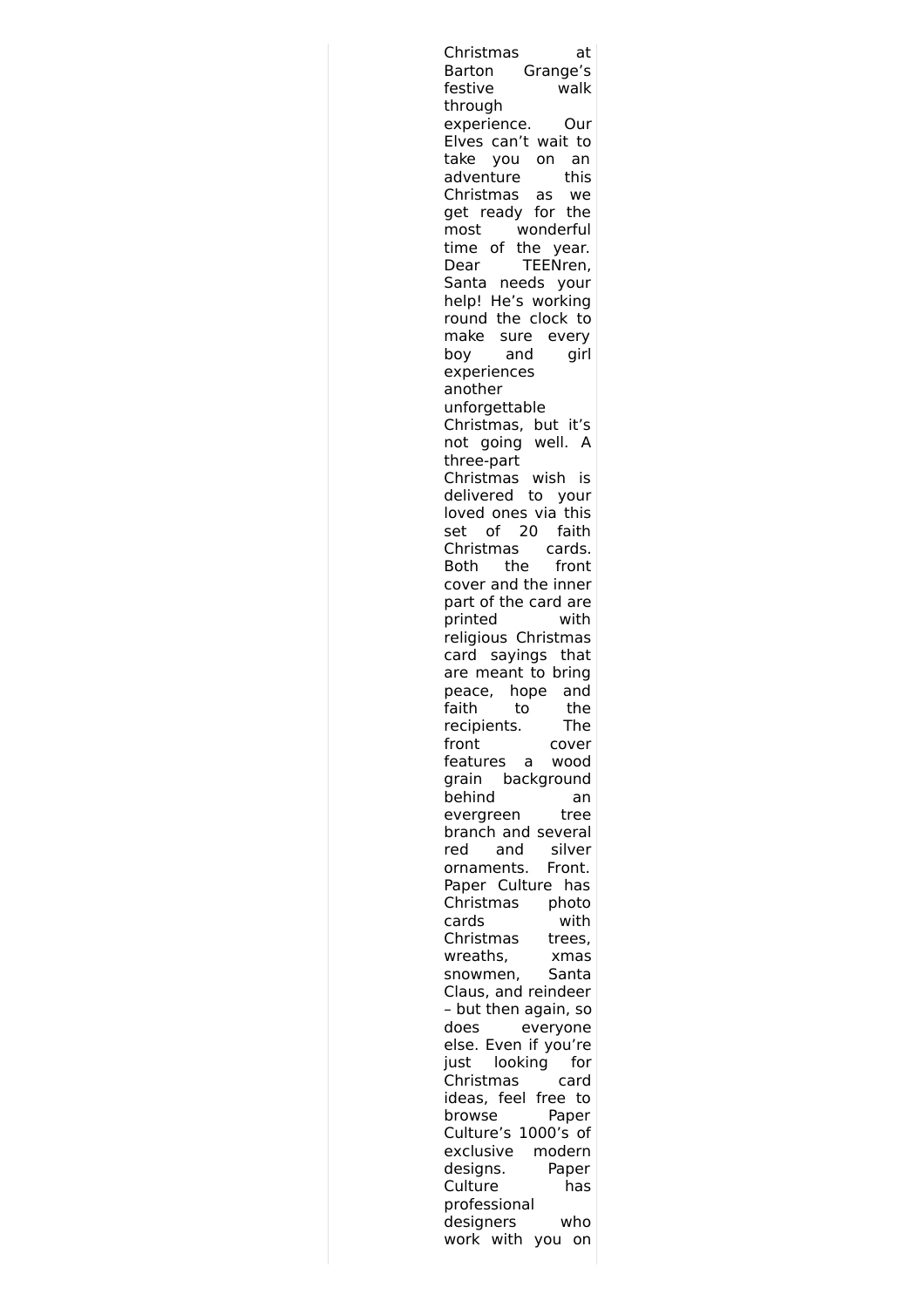Christmas at Barton Grange's festive walk through experience. Our Elves can't wait to take you on an adventure this Christmas as we get ready for the most wonderful time of the year. Dear TEENren, Santa needs your help! He's working round the clock to make sure every boy and girl experiences another unforgettable Christmas, but it's not going well. A three-part Christmas wish is delivered to your loved ones via this set of 20 faith Christmas cards. Both the front cover and the inner part of the card are printed with religious Christmas card sayings that are meant to bring peace, hope and faith to the recipients. The front cover features a wood grain background behind an evergreen tree branch and several red and silver ornaments. Front. Paper Culture has Christmas photo cards with Christmas trees, wreaths, xmas snowmen, Santa Claus, and reindeer – but then again, so does everyone else. Even if you're just looking for Christmas card ideas, feel free to browse Paper Culture's 1000's of exclusive modern designs. Paper Culture has professional designers who work with you on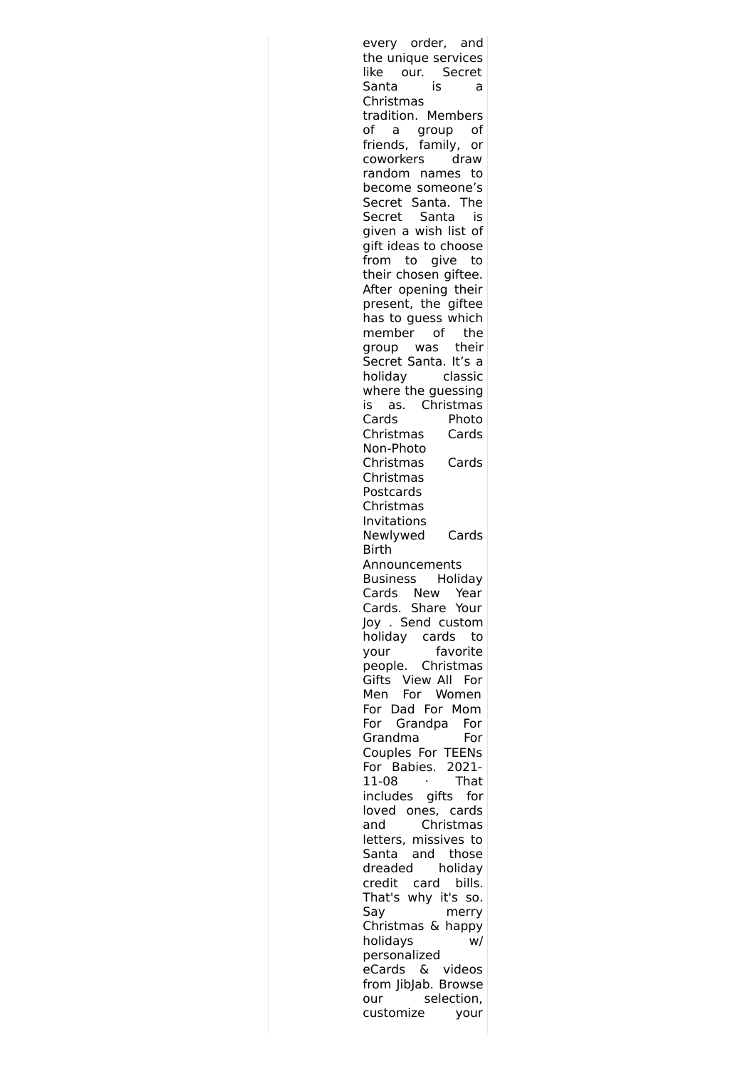every order, and the unique services like our. Secret Santa is a Christmas tradition. Members of a group of friends, family, or coworkers draw random names to become someone's Secret Santa. The Secret Santa is given a wish list of gift ideas to choose from to give to their chosen giftee. After opening their present, the giftee has to guess which member of the group was their Secret Santa. It's a holiday classic where the guessing is as. Christmas Cards Photo Christmas Cards Non-Photo Christmas Cards Christmas Postcards Christmas Invitations Newlywed Cards Birth Announcements Business Holiday Cards New Year Cards. Share Your Joy . Send custom holiday cards to your favorite people. Christmas Gifts View All For Men For Women For Dad For Mom For Grandpa For Grandma For Couples For TEENs For Babies. 2021-11-08 · That includes gifts for loved ones, cards and Christmas letters, missives to Santa and those dreaded holiday credit card bills. That's why it's so. Say merry Christmas & happy holidays w/ personalized eCards & videos from JibJab. Browse our selection, customize your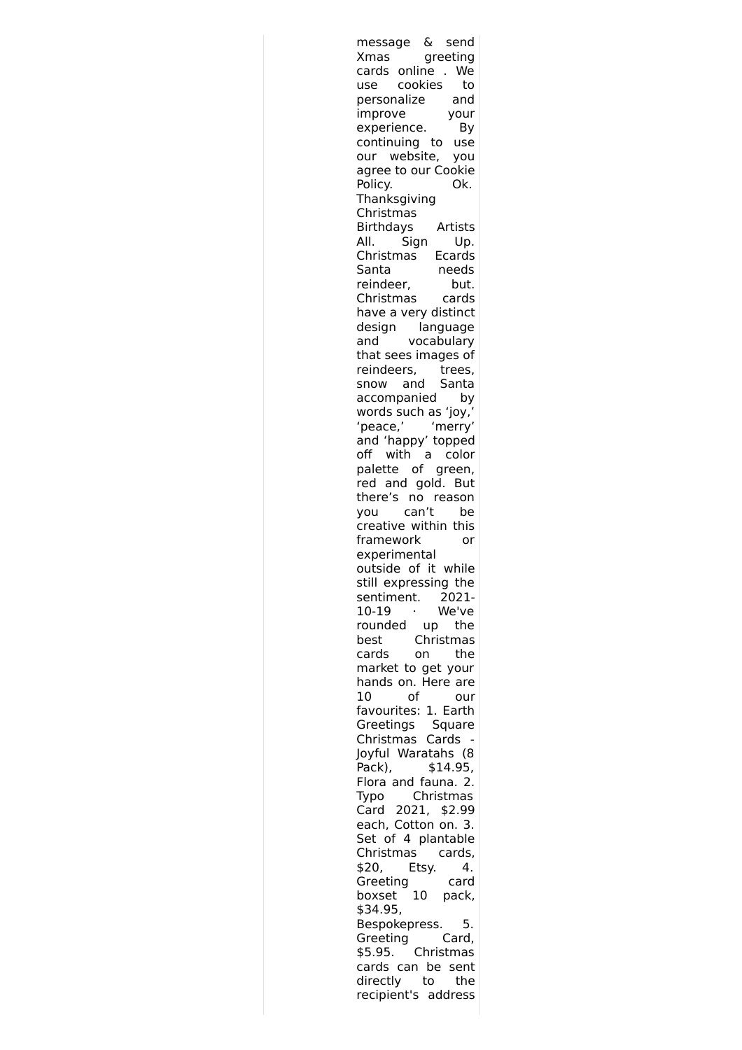message & send Xmas greeting cards online . We use cookies to personalize and improve your experience. By continuing to use our website, you agree to our Cookie Policy. Ok. Thanksgiving Christmas Birthdays Artists All. Sign Up. Christmas Ecards Santa needs reindeer, but. Christmas cards have a very distinct design language and vocabulary that sees images of reindeers, trees, snow and Santa accompanied by words such as 'joy,' 'peace,' 'merry' and 'happy' topped off with a color palette of green, red and gold. But there's no reason you can't be creative within this framework or experimental outside of it while still expressing the sentiment. 2021-10-19 · We've rounded up the best Christmas cards on the market to get your hands on. Here are 10 of our favourites: 1. Earth Greetings Square Christmas Cards - Joyful Waratahs (8 Pack), $14.95, Flora and fauna. 2. Typo Christmas Card 2021, $2.99 each, Cotton on. 3. Set of 4 plantable Christmas cards, $20, Etsy. 4. Greeting card boxset 10 pack, $34.95, Bespokepress. 5. Greeting Card, $5.95. Christmas cards can be sent directly to the recipient's address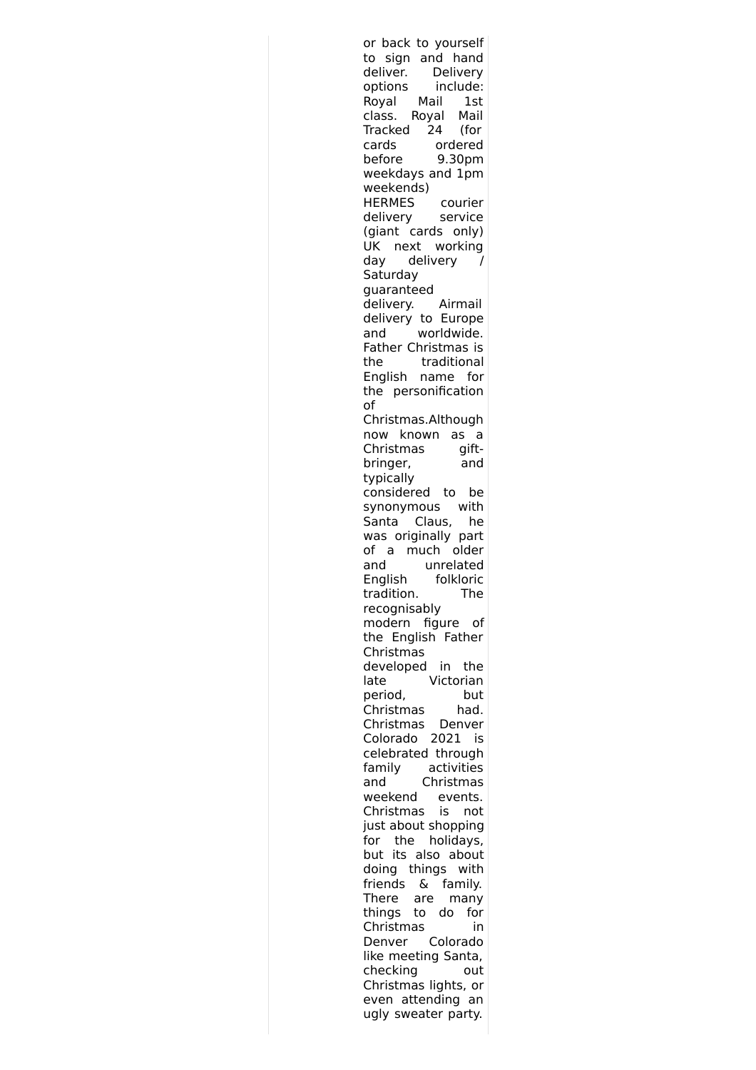or back to yourself to sign and hand deliver. Delivery options include: Royal Mail 1st class. Royal Mail Tracked 24 (for cards ordered before 9.30pm weekdays and 1pm weekends) HERMES courier delivery service (giant cards only) UK next working day delivery / Saturday guaranteed delivery. Airmail delivery to Europe and worldwide. Father Christmas is the traditional English name for the personification of Christmas.Although now known as a Christmas gift-bringer, and typically considered to be synonymous with Santa Claus, he was originally part of a much older and unrelated English folkloric tradition. The recognisably modern figure of the English Father Christmas developed in the late Victorian period, but Christmas had. Christmas Denver Colorado 2021 is celebrated through family activities and Christmas weekend events. Christmas is not just about shopping for the holidays, but its also about doing things with friends & family. There are many things to do for Christmas in Denver Colorado like meeting Santa, checking out Christmas lights, or even attending an ugly sweater party.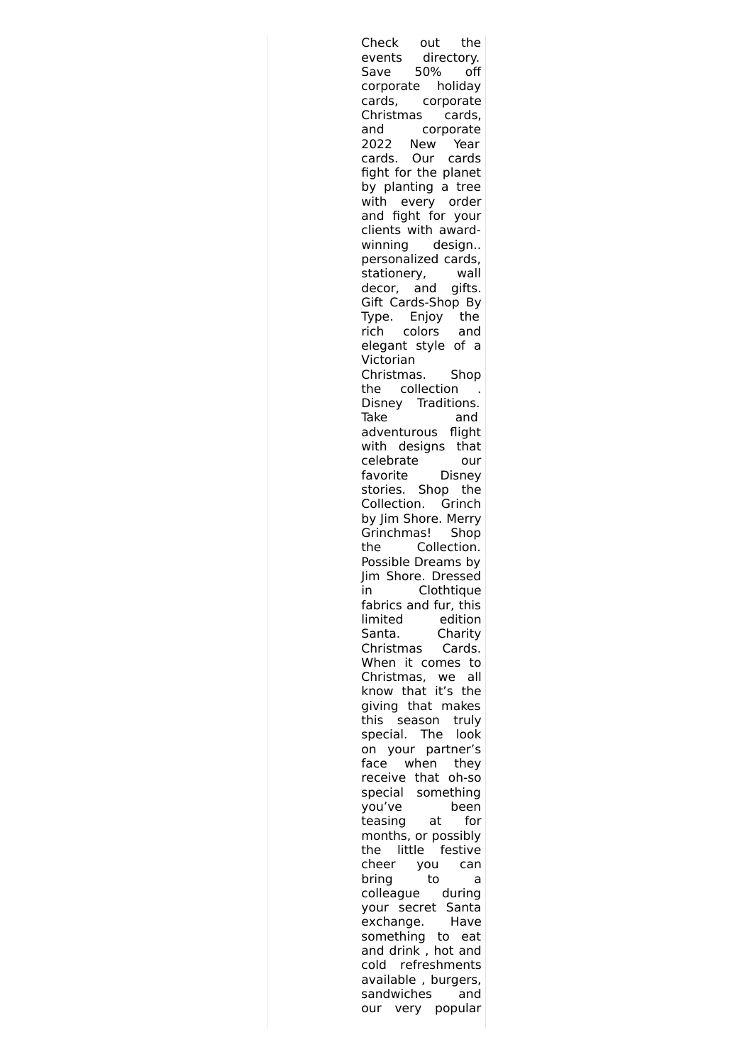Check out the events directory. Save 50% off corporate holiday cards, corporate Christmas cards, and corporate 2022 New Year cards. Our cards fight for the planet by planting a tree with every order and fight for your clients with award-winning design.. personalized cards, stationery, wall decor, and gifts. Gift Cards-Shop By Type. Enjoy the rich colors and elegant style of a Victorian Christmas. Shop the collection . Disney Traditions. Take and adventurous flight with designs that celebrate our favorite Disney stories. Shop the Collection. Grinch by Jim Shore. Merry Grinchmas! Shop the Collection. Possible Dreams by Jim Shore. Dressed in Clothtique fabrics and fur, this limited edition Santa. Charity Christmas Cards. When it comes to Christmas, we all know that it's the giving that makes this season truly special. The look on your partner's face when they receive that oh-so special something you've been teasing at for months, or possibly the little festive cheer you can bring to a colleague during your secret Santa exchange. Have something to eat and drink , hot and cold refreshments available , burgers, sandwiches and our very popular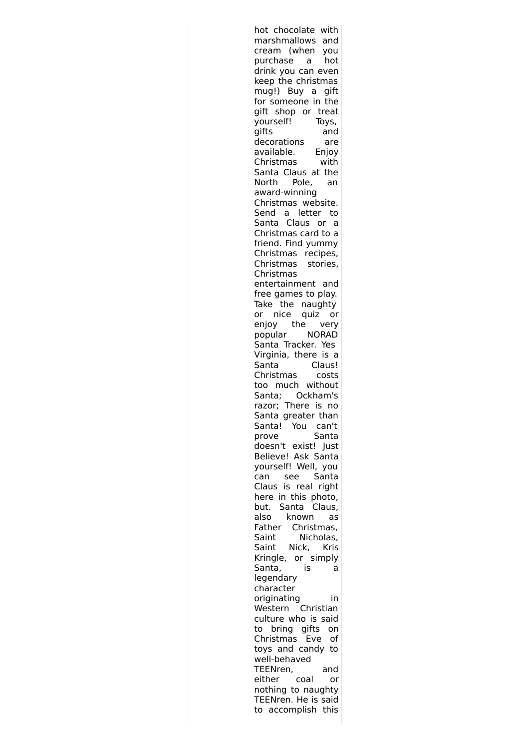hot chocolate with marshmallows and cream (when you purchase a hot drink you can even keep the christmas mug!) Buy a gift for someone in the gift shop or treat yourself! Toys, gifts and decorations are available. Enjoy Christmas with Santa Claus at the North Pole, an award-winning Christmas website. Send a letter to Santa Claus or a Christmas card to a friend. Find yummy Christmas recipes, Christmas stories, Christmas entertainment and free games to play. Take the naughty or nice quiz or enjoy the very popular NORAD Santa Tracker. Yes Virginia, there is a Santa Claus! Christmas costs too much without Santa; Ockham's razor; There is no Santa greater than Santa! You can't prove Santa doesn't exist! Just Believe! Ask Santa yourself! Well, you can see Santa Claus is real right here in this photo, but. Santa Claus, also known as Father Christmas, Saint Nicholas, Saint Nick, Kris Kringle, or simply Santa, is a legendary character originating in Western Christian culture who is said to bring gifts on Christmas Eve of toys and candy to well-behaved TEENren, and either coal or nothing to naughty TEENren. He is said to accomplish this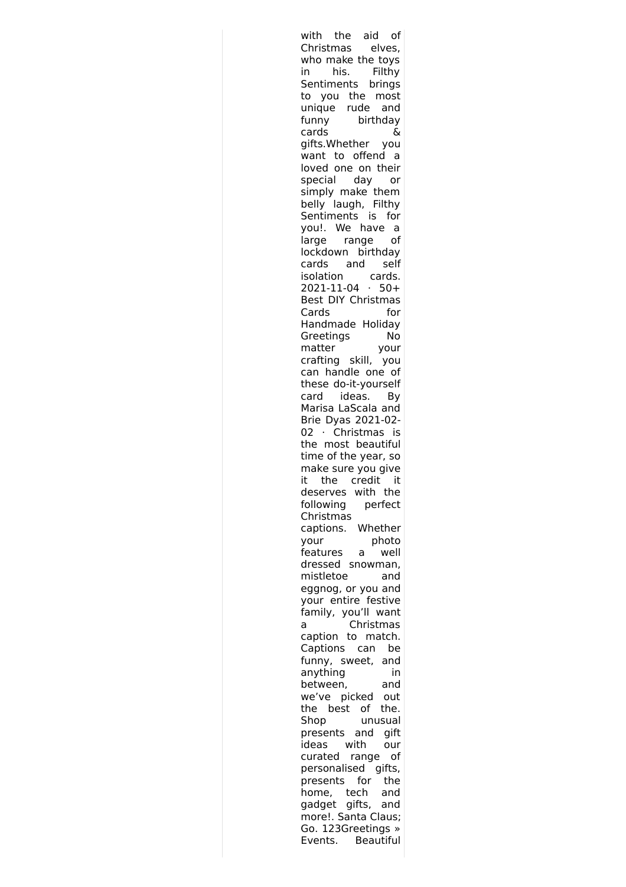with the aid of Christmas elves, who make the toys in his. Filthy Sentiments brings to you the most unique rude and funny birthday cards & gifts.Whether you want to offend a loved one on their special day or simply make them belly laugh, Filthy Sentiments is for you!. We have a large range of lockdown birthday cards and self isolation cards. 2021-11-04 · 50+ Best DIY Christmas Cards for Handmade Holiday Greetings No matter your crafting skill, you can handle one of these do-it-yourself card ideas. By Marisa LaScala and Brie Dyas 2021-02-02 · Christmas is the most beautiful time of the year, so make sure you give it the credit it deserves with the following perfect Christmas captions. Whether your photo features a well dressed snowman, mistletoe and eggnog, or you and your entire festive family, you'll want a Christmas caption to match. Captions can be funny, sweet, and anything in between, and we've picked out the best of the. Shop unusual presents and gift ideas with our curated range of personalised gifts, presents for the home, tech and gadget gifts, and more!. Santa Claus; Go. 123Greetings » Events. Beautiful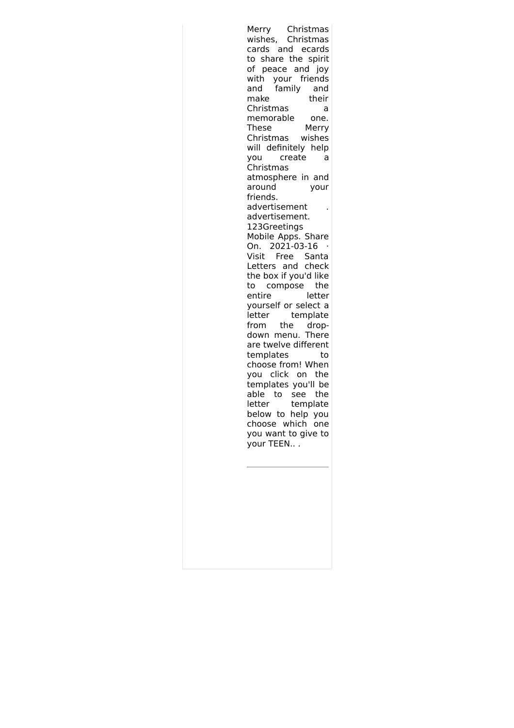Merry Christmas wishes, Christmas cards and ecards to share the spirit of peace and joy with your friends and family and make their Christmas a memorable one. These Merry Christmas wishes will definitely help you create a Christmas atmosphere in and around your friends. advertisement . advertisement. 123Greetings Mobile Apps. Share On. 2021-03-16 · Visit Free Santa Letters and check the box if you'd like to compose the entire letter yourself or select a letter template from the drop-down menu. There are twelve different templates to choose from! When you click on the templates you'll be able to see the letter template below to help you choose which one you want to give to your TEEN.. .

---